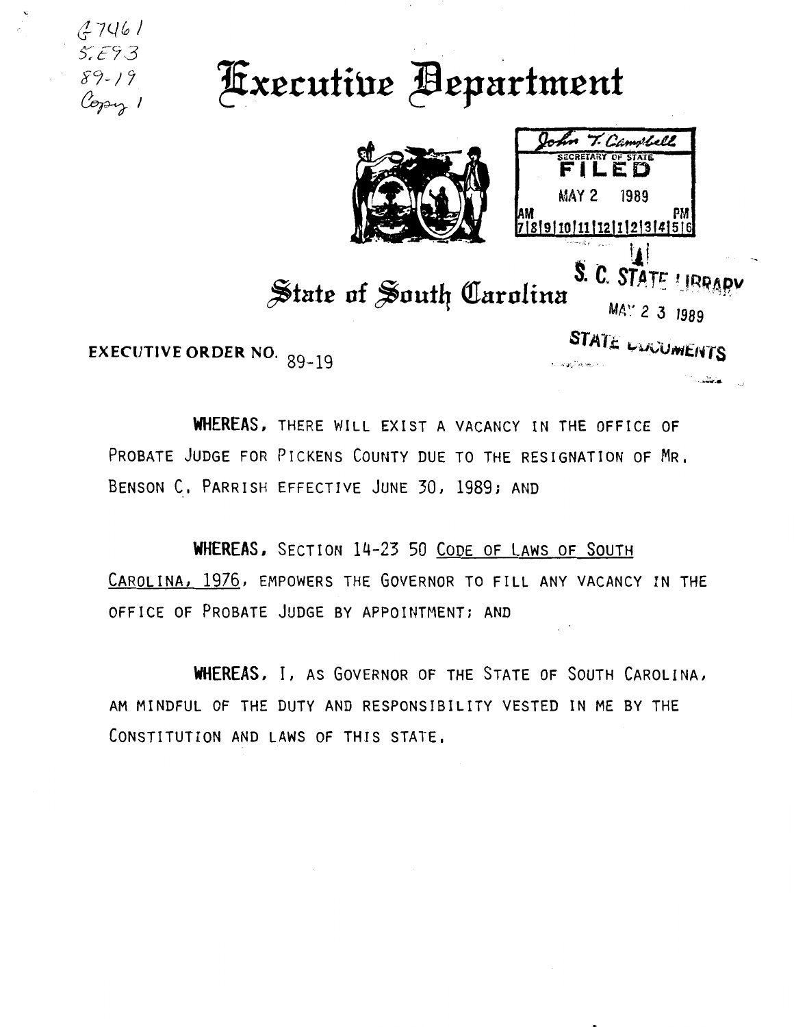G7461
S.E93
89-19
Copy 1

# Executive Department

John T. Campbell
SECRETARY OF STATE
FILED
MAY 2 1989
AM 7|8|9|10|11|12|1|2|3|4|5|6 PM

S. C. STATE LIBRARY
MAY 2 3 1989
STATE DOCUMENTS

## State of South Carolina

**EXECUTIVE ORDER NO.** 89-19

**WHEREAS,** THERE WILL EXIST A VACANCY IN THE OFFICE OF PROBATE JUDGE FOR PICKENS COUNTY DUE TO THE RESIGNATION OF MR. BENSON C. PARRISH EFFECTIVE JUNE 30, 1989; AND

**WHEREAS,** SECTION 14-23 50 CODE OF LAWS OF SOUTH CAROLINA, 1976, EMPOWERS THE GOVERNOR TO FILL ANY VACANCY IN THE OFFICE OF PROBATE JUDGE BY APPOINTMENT; AND

**WHEREAS,** I, AS GOVERNOR OF THE STATE OF SOUTH CAROLINA, AM MINDFUL OF THE DUTY AND RESPONSIBILITY VESTED IN ME BY THE CONSTITUTION AND LAWS OF THIS STATE.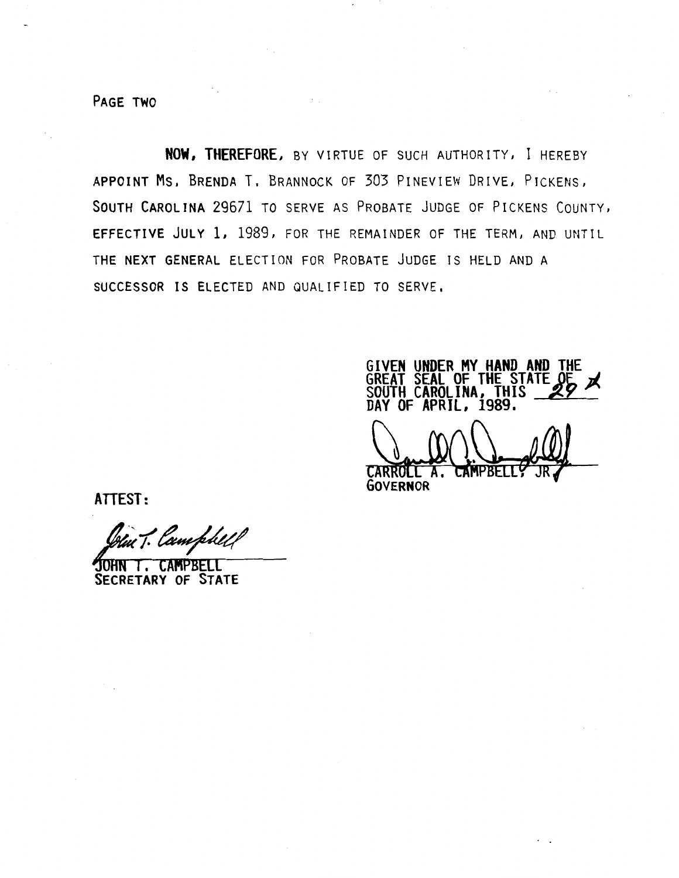Page Two

**NOW, THEREFORE,** by virtue of such authority, I hereby appoint Ms. Brenda T. Brannock of 303 Pineview Drive, Pickens, South Carolina 29671 to serve as Probate Judge of Pickens County, effective July 1, 1989, for the remainder of the term, and until the next general election for Probate Judge is held and a successor is elected and qualified to serve.

GIVEN UNDER MY HAND AND THE GREAT SEAL OF THE STATE OF SOUTH CAROLINA, THIS 29 DAY OF APRIL, 1989.

CARROLL A. CAMPBELL, JR.
GOVERNOR

ATTEST:

JOHN T. CAMPBELL
Secretary of State